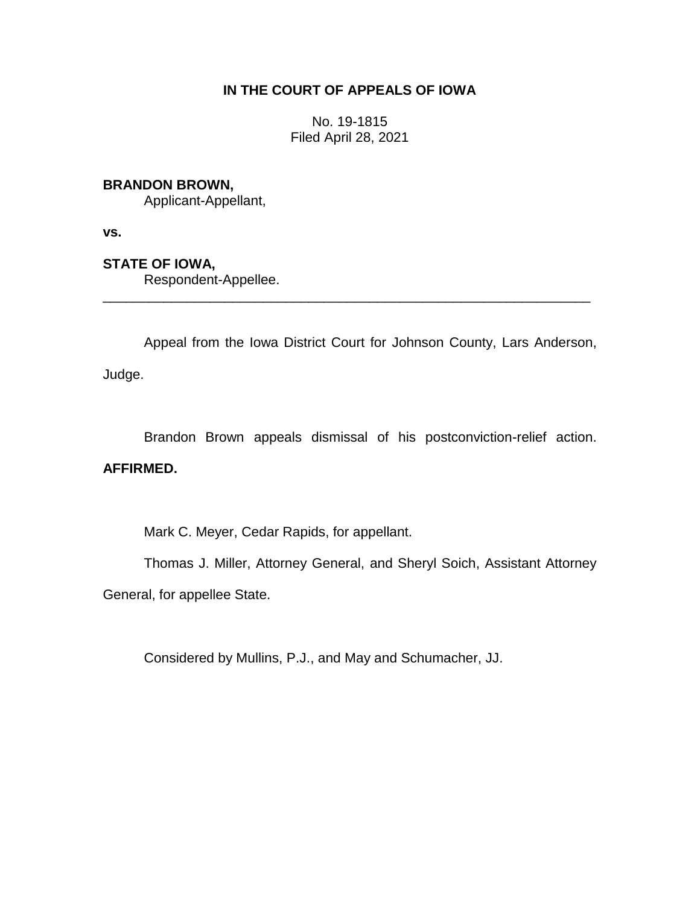**IN THE COURT OF APPEALS OF IOWA**

No. 19-1815
Filed April 28, 2021

**BRANDON BROWN,**
Applicant-Appellant,

**vs.**

**STATE OF IOWA,**
Respondent-Appellee.

---

Appeal from the Iowa District Court for Johnson County, Lars Anderson, Judge.

Brandon Brown appeals dismissal of his postconviction-relief action. **AFFIRMED.**

Mark C. Meyer, Cedar Rapids, for appellant.

Thomas J. Miller, Attorney General, and Sheryl Soich, Assistant Attorney General, for appellee State.

Considered by Mullins, P.J., and May and Schumacher, JJ.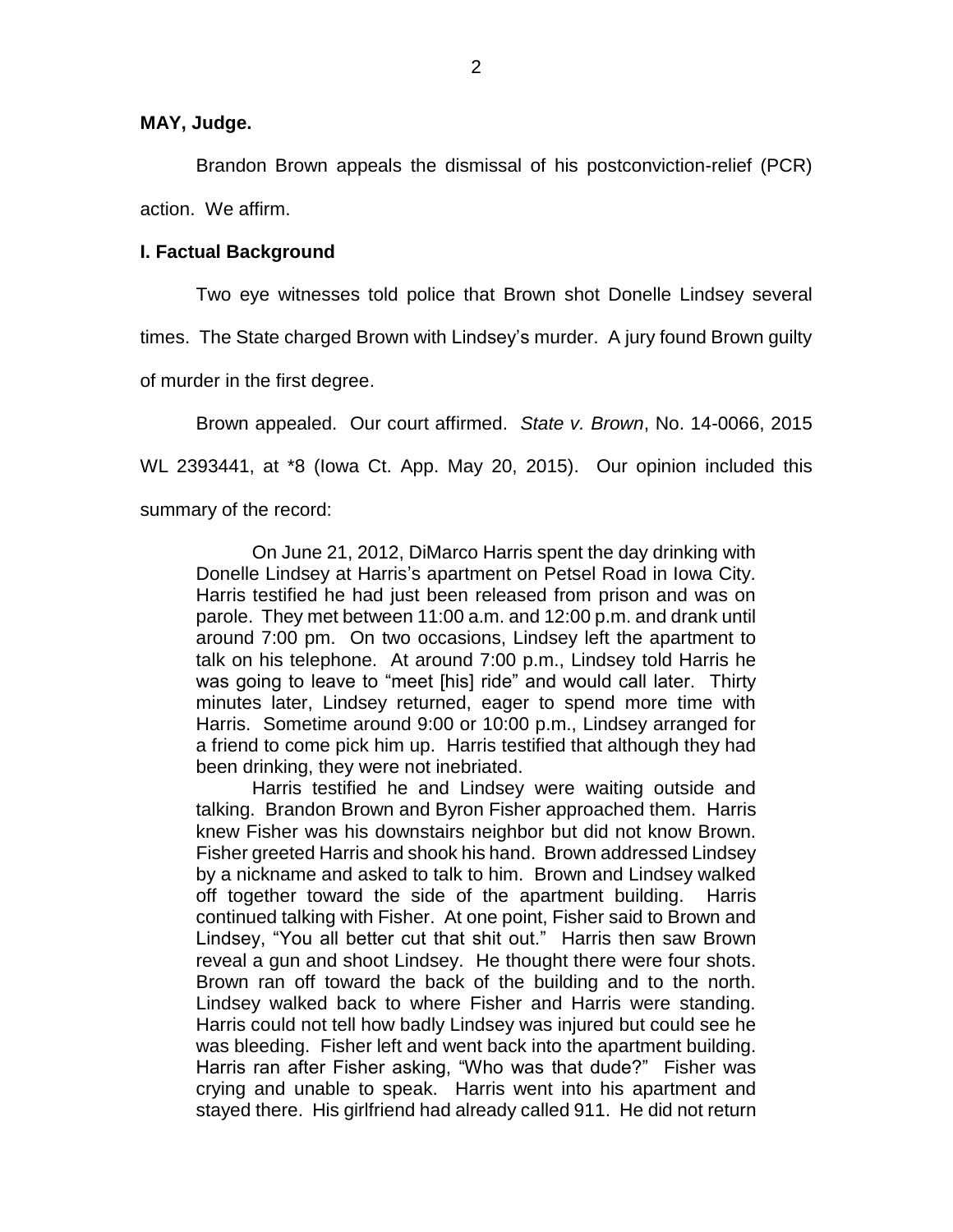**MAY, Judge.**

Brandon Brown appeals the dismissal of his postconviction-relief (PCR) action. We affirm.

## I. Factual Background

Two eye witnesses told police that Brown shot Donelle Lindsey several times. The State charged Brown with Lindsey's murder. A jury found Brown guilty of murder in the first degree.

Brown appealed. Our court affirmed. *State v. Brown*, No. 14-0066, 2015 WL 2393441, at *8 (Iowa Ct. App. May 20, 2015). Our opinion included this summary of the record:

> On June 21, 2012, DiMarco Harris spent the day drinking with Donelle Lindsey at Harris's apartment on Petsel Road in Iowa City. Harris testified he had just been released from prison and was on parole. They met between 11:00 a.m. and 12:00 p.m. and drank until around 7:00 pm. On two occasions, Lindsey left the apartment to talk on his telephone. At around 7:00 p.m., Lindsey told Harris he was going to leave to "meet [his] ride" and would call later. Thirty minutes later, Lindsey returned, eager to spend more time with Harris. Sometime around 9:00 or 10:00 p.m., Lindsey arranged for a friend to come pick him up. Harris testified that although they had been drinking, they were not inebriated.
>
> Harris testified he and Lindsey were waiting outside and talking. Brandon Brown and Byron Fisher approached them. Harris knew Fisher was his downstairs neighbor but did not know Brown. Fisher greeted Harris and shook his hand. Brown addressed Lindsey by a nickname and asked to talk to him. Brown and Lindsey walked off together toward the side of the apartment building. Harris continued talking with Fisher. At one point, Fisher said to Brown and Lindsey, "You all better cut that shit out." Harris then saw Brown reveal a gun and shoot Lindsey. He thought there were four shots. Brown ran off toward the back of the building and to the north. Lindsey walked back to where Fisher and Harris were standing. Harris could not tell how badly Lindsey was injured but could see he was bleeding. Fisher left and went back into the apartment building. Harris ran after Fisher asking, "Who was that dude?" Fisher was crying and unable to speak. Harris went into his apartment and stayed there. His girlfriend had already called 911. He did not return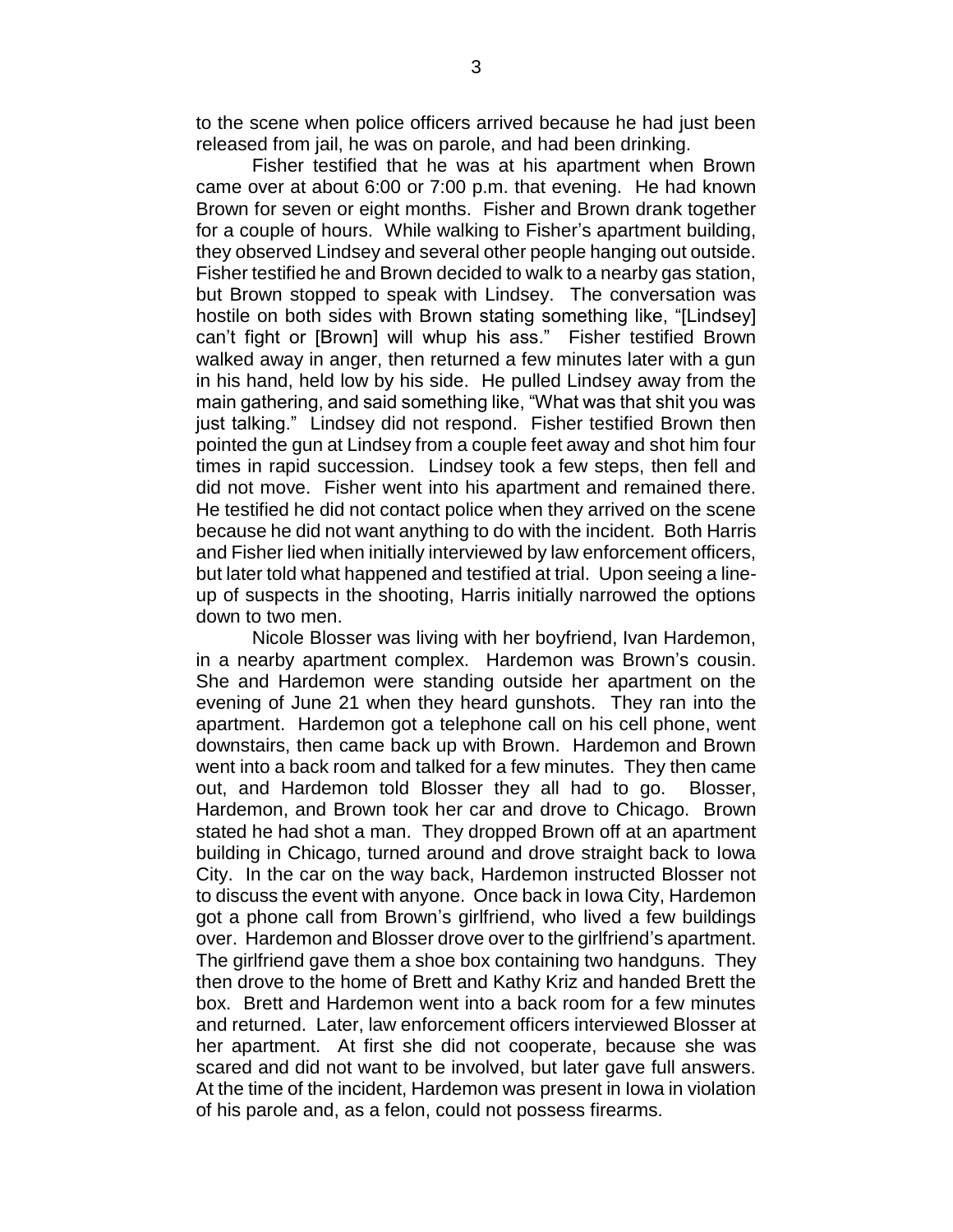to the scene when police officers arrived because he had just been released from jail, he was on parole, and had been drinking.

Fisher testified that he was at his apartment when Brown came over at about 6:00 or 7:00 p.m. that evening. He had known Brown for seven or eight months. Fisher and Brown drank together for a couple of hours. While walking to Fisher's apartment building, they observed Lindsey and several other people hanging out outside. Fisher testified he and Brown decided to walk to a nearby gas station, but Brown stopped to speak with Lindsey. The conversation was hostile on both sides with Brown stating something like, "[Lindsey] can't fight or [Brown] will whup his ass." Fisher testified Brown walked away in anger, then returned a few minutes later with a gun in his hand, held low by his side. He pulled Lindsey away from the main gathering, and said something like, "What was that shit you was just talking." Lindsey did not respond. Fisher testified Brown then pointed the gun at Lindsey from a couple feet away and shot him four times in rapid succession. Lindsey took a few steps, then fell and did not move. Fisher went into his apartment and remained there. He testified he did not contact police when they arrived on the scene because he did not want anything to do with the incident. Both Harris and Fisher lied when initially interviewed by law enforcement officers, but later told what happened and testified at trial. Upon seeing a line-up of suspects in the shooting, Harris initially narrowed the options down to two men.

Nicole Blosser was living with her boyfriend, Ivan Hardemon, in a nearby apartment complex. Hardemon was Brown's cousin. She and Hardemon were standing outside her apartment on the evening of June 21 when they heard gunshots. They ran into the apartment. Hardemon got a telephone call on his cell phone, went downstairs, then came back up with Brown. Hardemon and Brown went into a back room and talked for a few minutes. They then came out, and Hardemon told Blosser they all had to go. Blosser, Hardemon, and Brown took her car and drove to Chicago. Brown stated he had shot a man. They dropped Brown off at an apartment building in Chicago, turned around and drove straight back to Iowa City. In the car on the way back, Hardemon instructed Blosser not to discuss the event with anyone. Once back in Iowa City, Hardemon got a phone call from Brown's girlfriend, who lived a few buildings over. Hardemon and Blosser drove over to the girlfriend's apartment. The girlfriend gave them a shoe box containing two handguns. They then drove to the home of Brett and Kathy Kriz and handed Brett the box. Brett and Hardemon went into a back room for a few minutes and returned. Later, law enforcement officers interviewed Blosser at her apartment. At first she did not cooperate, because she was scared and did not want to be involved, but later gave full answers. At the time of the incident, Hardemon was present in Iowa in violation of his parole and, as a felon, could not possess firearms.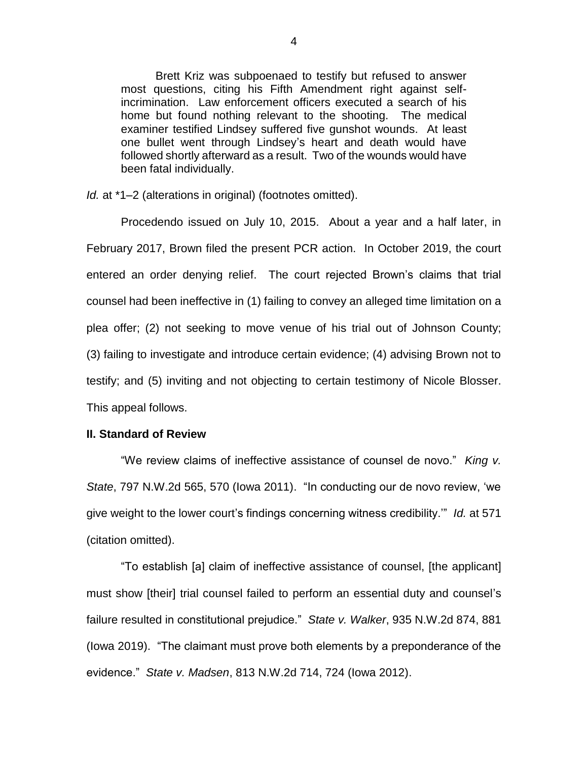> Brett Kriz was subpoenaed to testify but refused to answer most questions, citing his Fifth Amendment right against self-incrimination. Law enforcement officers executed a search of his home but found nothing relevant to the shooting. The medical examiner testified Lindsey suffered five gunshot wounds. At least one bullet went through Lindsey's heart and death would have followed shortly afterward as a result. Two of the wounds would have been fatal individually.

*Id.* at *1–2 (alterations in original) (footnotes omitted).

Procedendo issued on July 10, 2015. About a year and a half later, in February 2017, Brown filed the present PCR action. In October 2019, the court entered an order denying relief. The court rejected Brown's claims that trial counsel had been ineffective in (1) failing to convey an alleged time limitation on a plea offer; (2) not seeking to move venue of his trial out of Johnson County; (3) failing to investigate and introduce certain evidence; (4) advising Brown not to testify; and (5) inviting and not objecting to certain testimony of Nicole Blosser. This appeal follows.

**II. Standard of Review**

"We review claims of ineffective assistance of counsel de novo." *King v. State*, 797 N.W.2d 565, 570 (Iowa 2011). "In conducting our de novo review, 'we give weight to the lower court's findings concerning witness credibility.'" *Id.* at 571 (citation omitted).

"To establish [a] claim of ineffective assistance of counsel, [the applicant] must show [their] trial counsel failed to perform an essential duty and counsel's failure resulted in constitutional prejudice." *State v. Walker*, 935 N.W.2d 874, 881 (Iowa 2019). "The claimant must prove both elements by a preponderance of the evidence." *State v. Madsen*, 813 N.W.2d 714, 724 (Iowa 2012).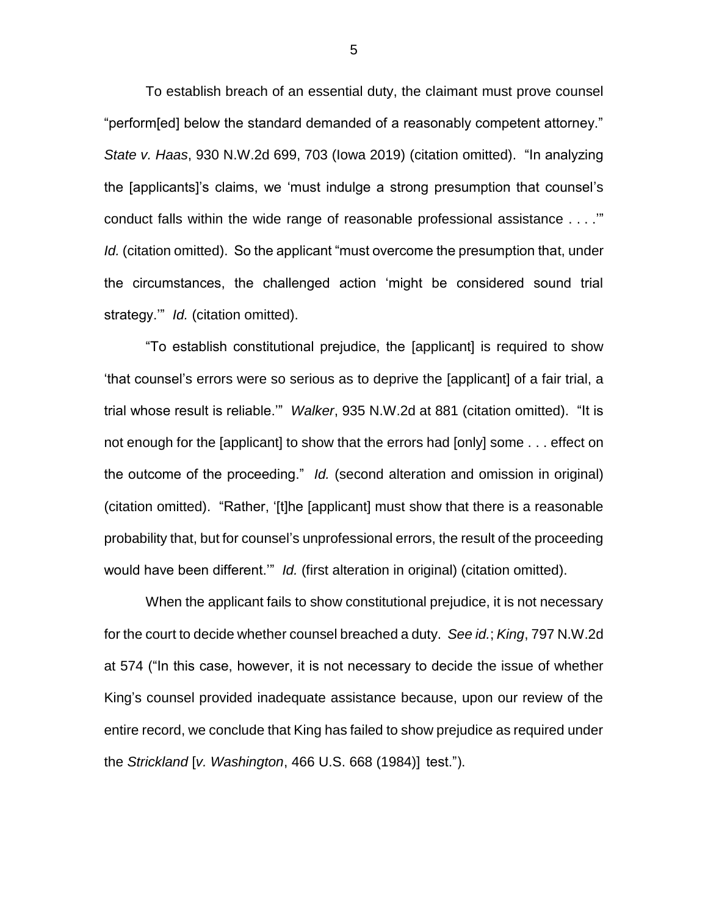To establish breach of an essential duty, the claimant must prove counsel "perform[ed] below the standard demanded of a reasonably competent attorney." *State v. Haas*, 930 N.W.2d 699, 703 (Iowa 2019) (citation omitted). "In analyzing the [applicants]'s claims, we 'must indulge a strong presumption that counsel's conduct falls within the wide range of reasonable professional assistance . . . .'" *Id.* (citation omitted). So the applicant "must overcome the presumption that, under the circumstances, the challenged action 'might be considered sound trial strategy.'" *Id.* (citation omitted).

"To establish constitutional prejudice, the [applicant] is required to show 'that counsel's errors were so serious as to deprive the [applicant] of a fair trial, a trial whose result is reliable.'" *Walker*, 935 N.W.2d at 881 (citation omitted). "It is not enough for the [applicant] to show that the errors had [only] some . . . effect on the outcome of the proceeding." *Id.* (second alteration and omission in original) (citation omitted). "Rather, '[t]he [applicant] must show that there is a reasonable probability that, but for counsel's unprofessional errors, the result of the proceeding would have been different.'" *Id.* (first alteration in original) (citation omitted).

When the applicant fails to show constitutional prejudice, it is not necessary for the court to decide whether counsel breached a duty. *See id.*; *King*, 797 N.W.2d at 574 ("In this case, however, it is not necessary to decide the issue of whether King's counsel provided inadequate assistance because, upon our review of the entire record, we conclude that King has failed to show prejudice as required under the *Strickland* [*v. Washington*, 466 U.S. 668 (1984)] test.").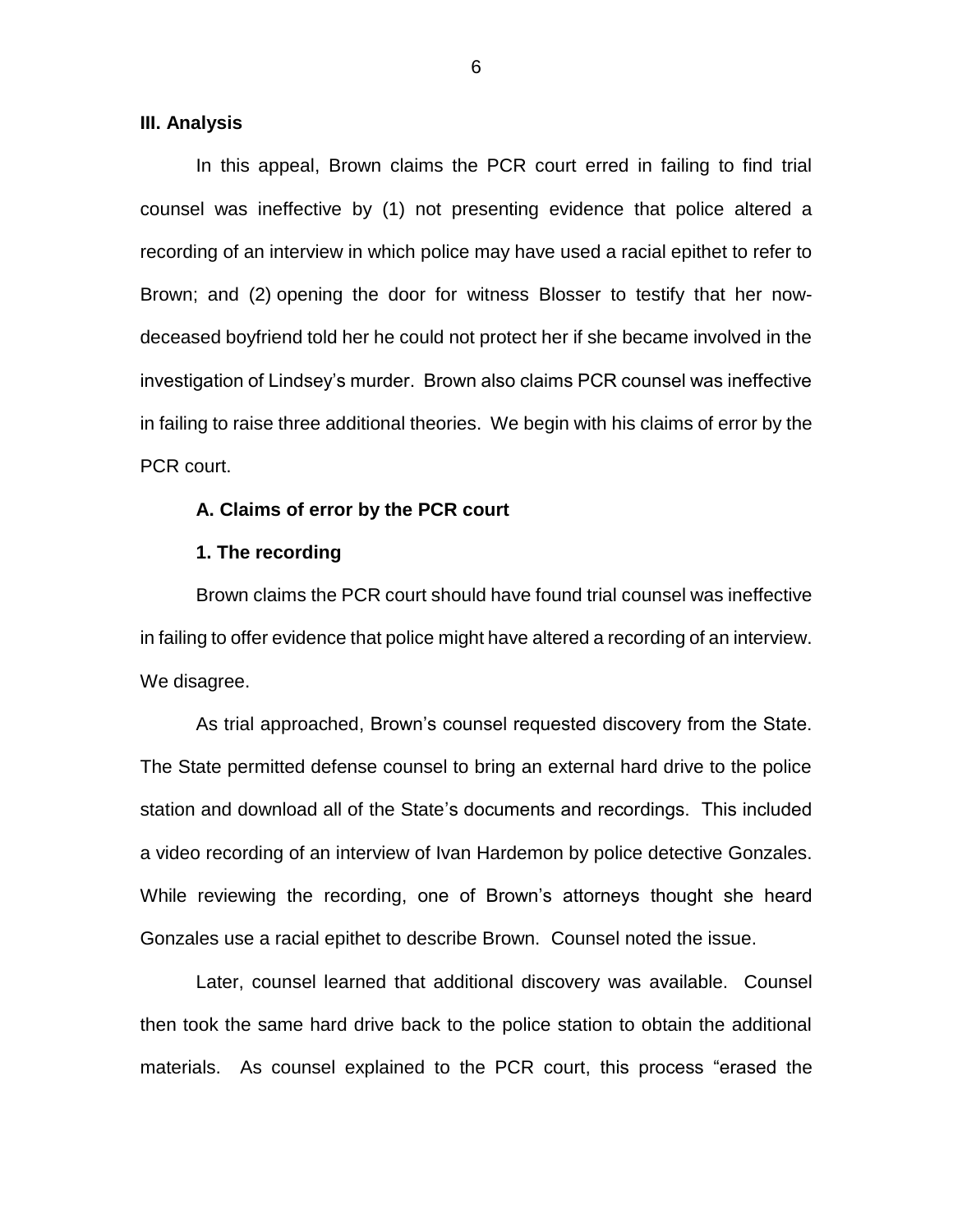### III. Analysis

In this appeal, Brown claims the PCR court erred in failing to find trial counsel was ineffective by (1) not presenting evidence that police altered a recording of an interview in which police may have used a racial epithet to refer to Brown; and (2) opening the door for witness Blosser to testify that her now-deceased boyfriend told her he could not protect her if she became involved in the investigation of Lindsey's murder. Brown also claims PCR counsel was ineffective in failing to raise three additional theories. We begin with his claims of error by the PCR court.

#### A. Claims of error by the PCR court

#### 1. The recording

Brown claims the PCR court should have found trial counsel was ineffective in failing to offer evidence that police might have altered a recording of an interview. We disagree.

As trial approached, Brown's counsel requested discovery from the State. The State permitted defense counsel to bring an external hard drive to the police station and download all of the State's documents and recordings. This included a video recording of an interview of Ivan Hardemon by police detective Gonzales. While reviewing the recording, one of Brown's attorneys thought she heard Gonzales use a racial epithet to describe Brown. Counsel noted the issue.

Later, counsel learned that additional discovery was available. Counsel then took the same hard drive back to the police station to obtain the additional materials. As counsel explained to the PCR court, this process "erased the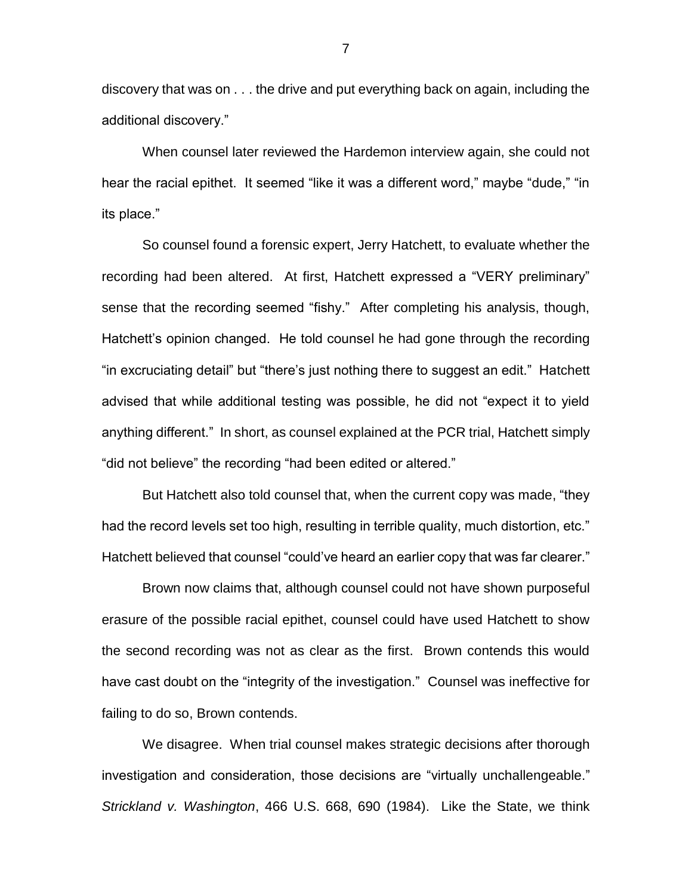discovery that was on . . . the drive and put everything back on again, including the additional discovery."

When counsel later reviewed the Hardemon interview again, she could not hear the racial epithet. It seemed "like it was a different word," maybe "dude," "in its place."

So counsel found a forensic expert, Jerry Hatchett, to evaluate whether the recording had been altered. At first, Hatchett expressed a "VERY preliminary" sense that the recording seemed "fishy." After completing his analysis, though, Hatchett's opinion changed. He told counsel he had gone through the recording "in excruciating detail" but "there's just nothing there to suggest an edit." Hatchett advised that while additional testing was possible, he did not "expect it to yield anything different." In short, as counsel explained at the PCR trial, Hatchett simply "did not believe" the recording "had been edited or altered."

But Hatchett also told counsel that, when the current copy was made, "they had the record levels set too high, resulting in terrible quality, much distortion, etc." Hatchett believed that counsel "could've heard an earlier copy that was far clearer."

Brown now claims that, although counsel could not have shown purposeful erasure of the possible racial epithet, counsel could have used Hatchett to show the second recording was not as clear as the first. Brown contends this would have cast doubt on the "integrity of the investigation." Counsel was ineffective for failing to do so, Brown contends.

We disagree. When trial counsel makes strategic decisions after thorough investigation and consideration, those decisions are "virtually unchallengeable." *Strickland v. Washington*, 466 U.S. 668, 690 (1984). Like the State, we think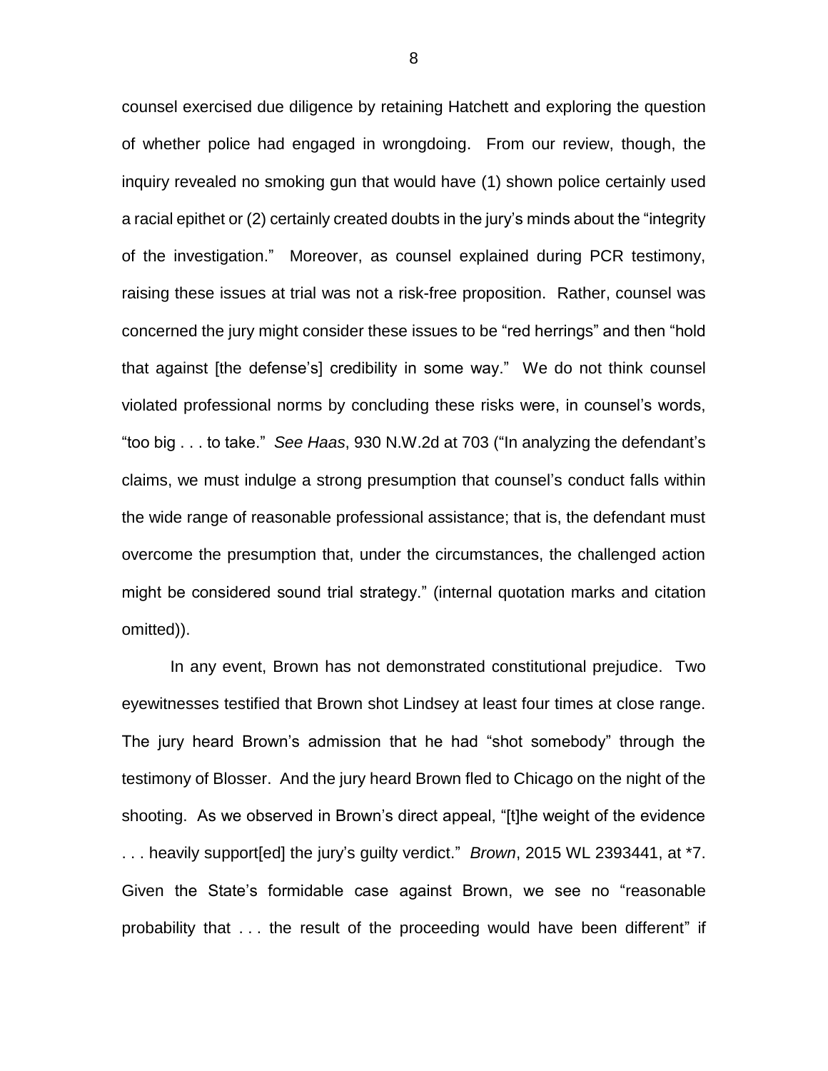counsel exercised due diligence by retaining Hatchett and exploring the question of whether police had engaged in wrongdoing. From our review, though, the inquiry revealed no smoking gun that would have (1) shown police certainly used a racial epithet or (2) certainly created doubts in the jury's minds about the "integrity of the investigation." Moreover, as counsel explained during PCR testimony, raising these issues at trial was not a risk-free proposition. Rather, counsel was concerned the jury might consider these issues to be "red herrings" and then "hold that against [the defense's] credibility in some way." We do not think counsel violated professional norms by concluding these risks were, in counsel's words, "too big . . . to take." *See Haas*, 930 N.W.2d at 703 ("In analyzing the defendant's claims, we must indulge a strong presumption that counsel's conduct falls within the wide range of reasonable professional assistance; that is, the defendant must overcome the presumption that, under the circumstances, the challenged action might be considered sound trial strategy." (internal quotation marks and citation omitted)).

In any event, Brown has not demonstrated constitutional prejudice. Two eyewitnesses testified that Brown shot Lindsey at least four times at close range. The jury heard Brown's admission that he had "shot somebody" through the testimony of Blosser. And the jury heard Brown fled to Chicago on the night of the shooting. As we observed in Brown's direct appeal, "[t]he weight of the evidence . . . heavily support[ed] the jury's guilty verdict." *Brown*, 2015 WL 2393441, at *7. Given the State's formidable case against Brown, we see no "reasonable probability that . . . the result of the proceeding would have been different" if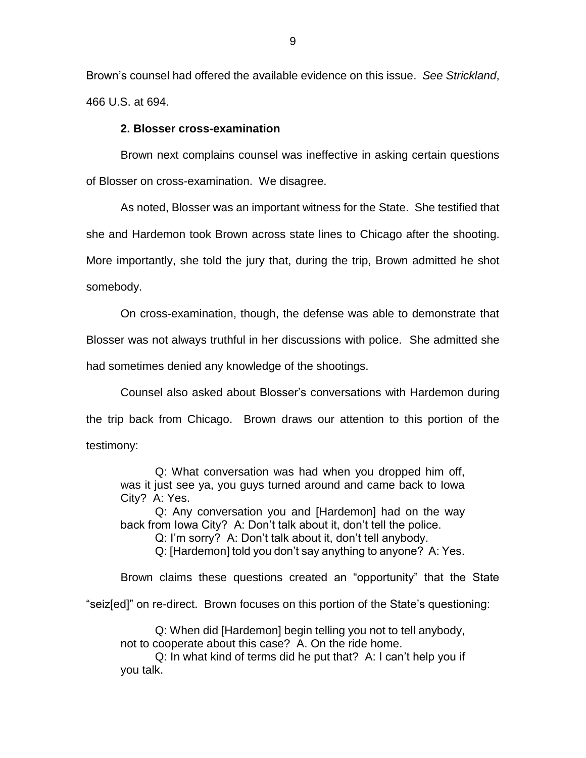Brown's counsel had offered the available evidence on this issue. *See Strickland*, 466 U.S. at 694.

### 2. Blosser cross-examination

Brown next complains counsel was ineffective in asking certain questions of Blosser on cross-examination. We disagree.

As noted, Blosser was an important witness for the State. She testified that she and Hardemon took Brown across state lines to Chicago after the shooting. More importantly, she told the jury that, during the trip, Brown admitted he shot somebody.

On cross-examination, though, the defense was able to demonstrate that Blosser was not always truthful in her discussions with police. She admitted she had sometimes denied any knowledge of the shootings.

Counsel also asked about Blosser's conversations with Hardemon during the trip back from Chicago. Brown draws our attention to this portion of the testimony:

> Q: What conversation was had when you dropped him off, was it just see ya, you guys turned around and came back to Iowa City? A: Yes.
>
> Q: Any conversation you and [Hardemon] had on the way back from Iowa City? A: Don't talk about it, don't tell the police.
>
> Q: I'm sorry? A: Don't talk about it, don't tell anybody.
>
> Q: [Hardemon] told you don't say anything to anyone? A: Yes.

Brown claims these questions created an "opportunity" that the State "seiz[ed]" on re-direct. Brown focuses on this portion of the State's questioning:

> Q: When did [Hardemon] begin telling you not to tell anybody, not to cooperate about this case? A. On the ride home.
>
> Q: In what kind of terms did he put that? A: I can't help you if you talk.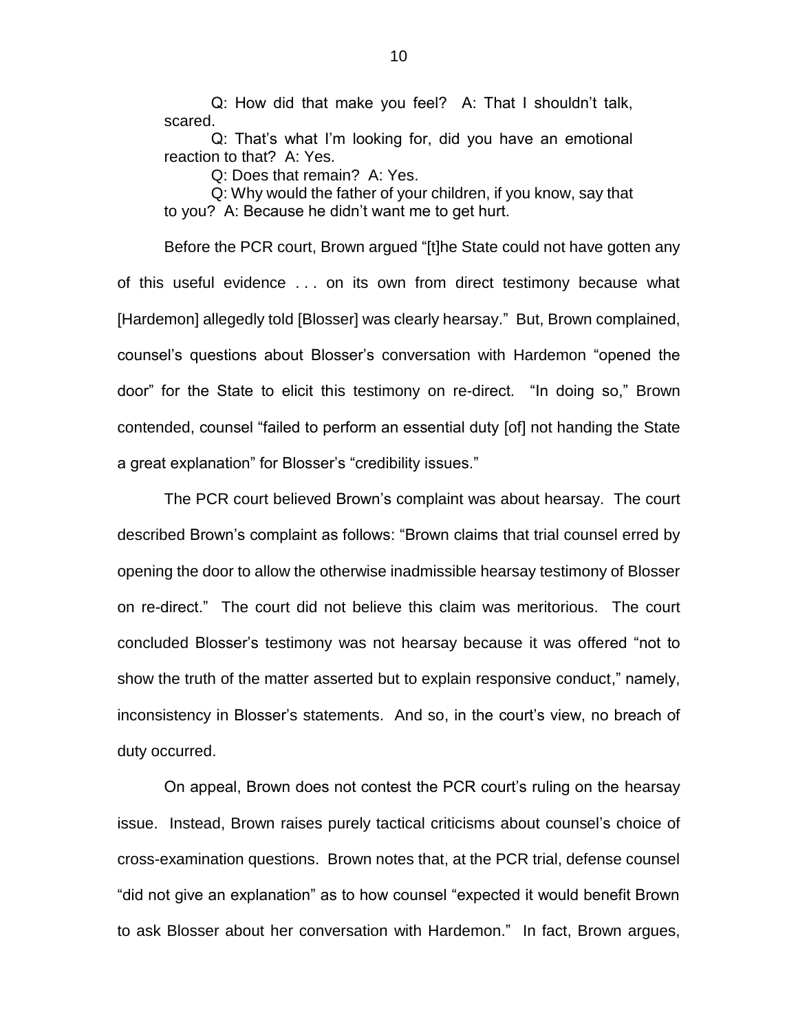Q: How did that make you feel? A: That I shouldn't talk, scared.

Q: That's what I'm looking for, did you have an emotional reaction to that? A: Yes.

Q: Does that remain? A: Yes.

Q: Why would the father of your children, if you know, say that to you? A: Because he didn't want me to get hurt.

Before the PCR court, Brown argued "[t]he State could not have gotten any of this useful evidence . . . on its own from direct testimony because what [Hardemon] allegedly told [Blosser] was clearly hearsay." But, Brown complained, counsel's questions about Blosser's conversation with Hardemon "opened the door" for the State to elicit this testimony on re-direct. "In doing so," Brown contended, counsel "failed to perform an essential duty [of] not handing the State a great explanation" for Blosser's "credibility issues."

The PCR court believed Brown's complaint was about hearsay. The court described Brown's complaint as follows: "Brown claims that trial counsel erred by opening the door to allow the otherwise inadmissible hearsay testimony of Blosser on re-direct." The court did not believe this claim was meritorious. The court concluded Blosser's testimony was not hearsay because it was offered "not to show the truth of the matter asserted but to explain responsive conduct," namely, inconsistency in Blosser's statements. And so, in the court's view, no breach of duty occurred.

On appeal, Brown does not contest the PCR court's ruling on the hearsay issue. Instead, Brown raises purely tactical criticisms about counsel's choice of cross-examination questions. Brown notes that, at the PCR trial, defense counsel "did not give an explanation" as to how counsel "expected it would benefit Brown to ask Blosser about her conversation with Hardemon." In fact, Brown argues,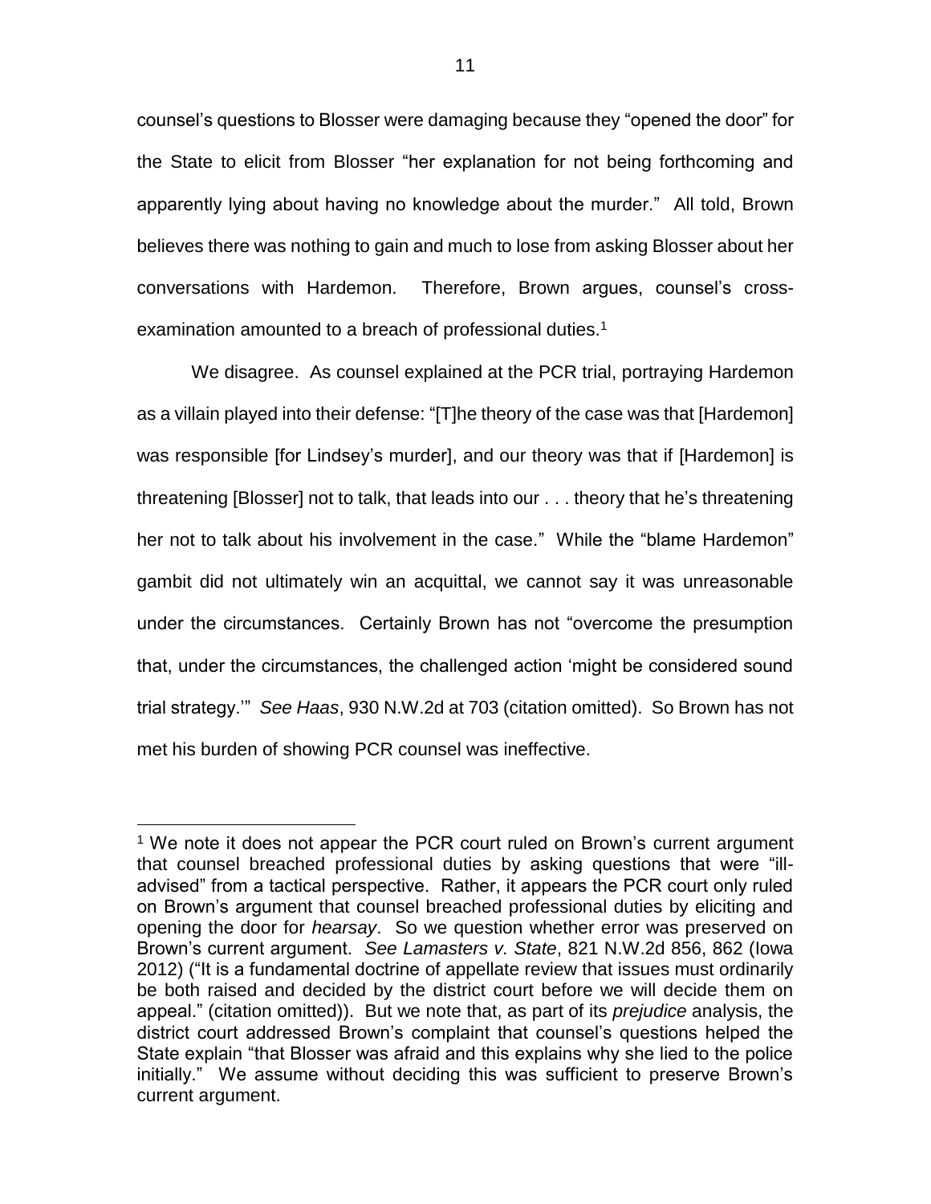counsel's questions to Blosser were damaging because they "opened the door" for the State to elicit from Blosser "her explanation for not being forthcoming and apparently lying about having no knowledge about the murder." All told, Brown believes there was nothing to gain and much to lose from asking Blosser about her conversations with Hardemon. Therefore, Brown argues, counsel's cross-examination amounted to a breach of professional duties.[1]

We disagree. As counsel explained at the PCR trial, portraying Hardemon as a villain played into their defense: "[T]he theory of the case was that [Hardemon] was responsible [for Lindsey's murder], and our theory was that if [Hardemon] is threatening [Blosser] not to talk, that leads into our . . . theory that he's threatening her not to talk about his involvement in the case." While the "blame Hardemon" gambit did not ultimately win an acquittal, we cannot say it was unreasonable under the circumstances. Certainly Brown has not "overcome the presumption that, under the circumstances, the challenged action 'might be considered sound trial strategy.'" *See Haas*, 930 N.W.2d at 703 (citation omitted). So Brown has not met his burden of showing PCR counsel was ineffective.

---

[1] We note it does not appear the PCR court ruled on Brown's current argument that counsel breached professional duties by asking questions that were "ill-advised" from a tactical perspective. Rather, it appears the PCR court only ruled on Brown's argument that counsel breached professional duties by eliciting and opening the door for *hearsay*. So we question whether error was preserved on Brown's current argument. *See Lamasters v. State*, 821 N.W.2d 856, 862 (Iowa 2012) ("It is a fundamental doctrine of appellate review that issues must ordinarily be both raised and decided by the district court before we will decide them on appeal." (citation omitted)). But we note that, as part of its *prejudice* analysis, the district court addressed Brown's complaint that counsel's questions helped the State explain "that Blosser was afraid and this explains why she lied to the police initially." We assume without deciding this was sufficient to preserve Brown's current argument.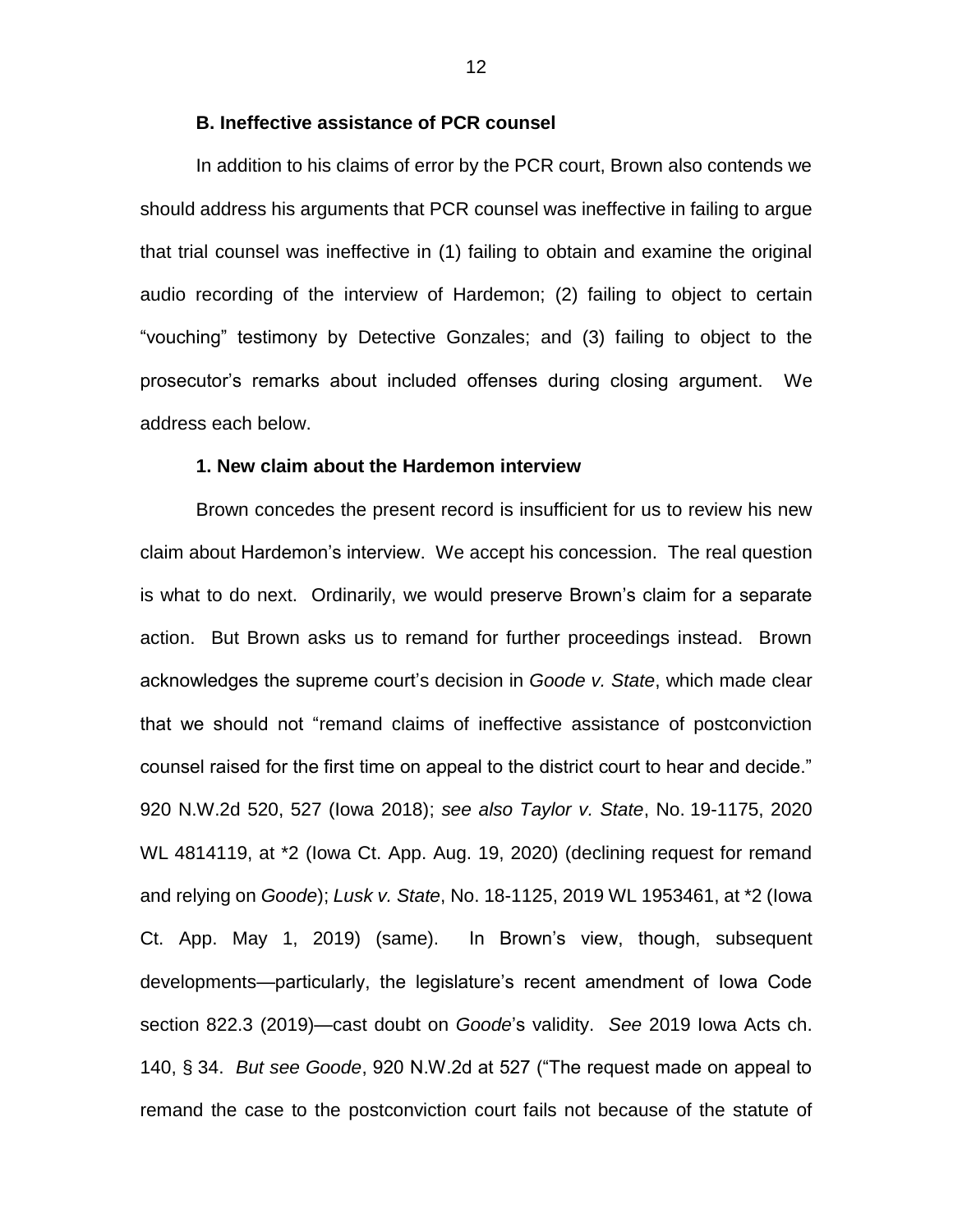### B. Ineffective assistance of PCR counsel

In addition to his claims of error by the PCR court, Brown also contends we should address his arguments that PCR counsel was ineffective in failing to argue that trial counsel was ineffective in (1) failing to obtain and examine the original audio recording of the interview of Hardemon; (2) failing to object to certain "vouching" testimony by Detective Gonzales; and (3) failing to object to the prosecutor's remarks about included offenses during closing argument. We address each below.

#### 1. New claim about the Hardemon interview

Brown concedes the present record is insufficient for us to review his new claim about Hardemon's interview. We accept his concession. The real question is what to do next. Ordinarily, we would preserve Brown's claim for a separate action. But Brown asks us to remand for further proceedings instead. Brown acknowledges the supreme court's decision in *Goode v. State*, which made clear that we should not "remand claims of ineffective assistance of postconviction counsel raised for the first time on appeal to the district court to hear and decide." 920 N.W.2d 520, 527 (Iowa 2018); *see also Taylor v. State*, No. 19-1175, 2020 WL 4814119, at \*2 (Iowa Ct. App. Aug. 19, 2020) (declining request for remand and relying on *Goode*); *Lusk v. State*, No. 18-1125, 2019 WL 1953461, at \*2 (Iowa Ct. App. May 1, 2019) (same). In Brown's view, though, subsequent developments—particularly, the legislature's recent amendment of Iowa Code section 822.3 (2019)—cast doubt on *Goode*'s validity. *See* 2019 Iowa Acts ch. 140, § 34. *But see Goode*, 920 N.W.2d at 527 ("The request made on appeal to remand the case to the postconviction court fails not because of the statute of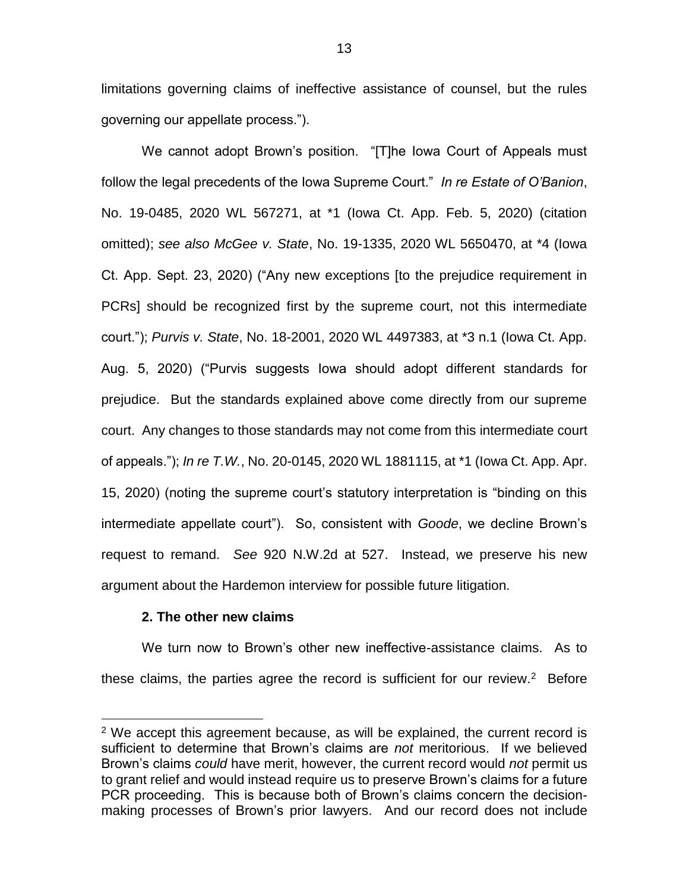limitations governing claims of ineffective assistance of counsel, but the rules governing our appellate process.").

We cannot adopt Brown's position. "[T]he Iowa Court of Appeals must follow the legal precedents of the Iowa Supreme Court." *In re Estate of O'Banion*, No. 19-0485, 2020 WL 567271, at *1 (Iowa Ct. App. Feb. 5, 2020) (citation omitted); *see also McGee v. State*, No. 19-1335, 2020 WL 5650470, at *4 (Iowa Ct. App. Sept. 23, 2020) ("Any new exceptions [to the prejudice requirement in PCRs] should be recognized first by the supreme court, not this intermediate court."); *Purvis v. State*, No. 18-2001, 2020 WL 4497383, at *3 n.1 (Iowa Ct. App. Aug. 5, 2020) ("Purvis suggests Iowa should adopt different standards for prejudice. But the standards explained above come directly from our supreme court. Any changes to those standards may not come from this intermediate court of appeals."); *In re T.W.*, No. 20-0145, 2020 WL 1881115, at *1 (Iowa Ct. App. Apr. 15, 2020) (noting the supreme court's statutory interpretation is "binding on this intermediate appellate court"). So, consistent with *Goode*, we decline Brown's request to remand. *See* 920 N.W.2d at 527. Instead, we preserve his new argument about the Hardemon interview for possible future litigation.

**2. The other new claims**

We turn now to Brown's other new ineffective-assistance claims. As to these claims, the parties agree the record is sufficient for our review.[2] Before

[2] We accept this agreement because, as will be explained, the current record is sufficient to determine that Brown's claims are *not* meritorious. If we believed Brown's claims *could* have merit, however, the current record would *not* permit us to grant relief and would instead require us to preserve Brown's claims for a future PCR proceeding. This is because both of Brown's claims concern the decision-making processes of Brown's prior lawyers. And our record does not include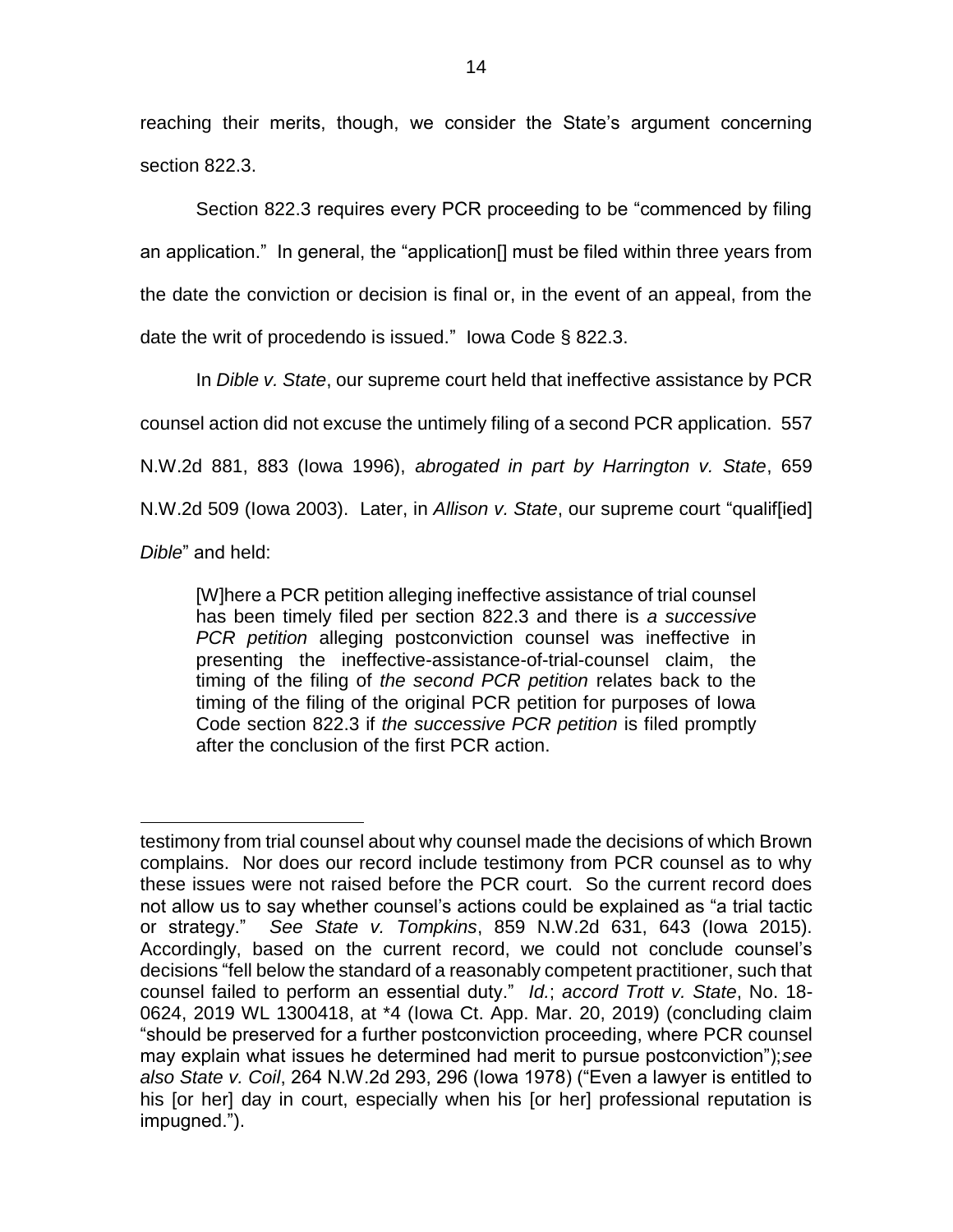reaching their merits, though, we consider the State's argument concerning section 822.3.

Section 822.3 requires every PCR proceeding to be "commenced by filing an application." In general, the "application[] must be filed within three years from the date the conviction or decision is final or, in the event of an appeal, from the date the writ of procedendo is issued." Iowa Code § 822.3.

In *Dible v. State*, our supreme court held that ineffective assistance by PCR counsel action did not excuse the untimely filing of a second PCR application. 557 N.W.2d 881, 883 (Iowa 1996), *abrogated in part by Harrington v. State*, 659 N.W.2d 509 (Iowa 2003). Later, in *Allison v. State*, our supreme court "qualif[ied] *Dible*" and held:

> [W]here a PCR petition alleging ineffective assistance of trial counsel has been timely filed per section 822.3 and there is *a successive PCR petition* alleging postconviction counsel was ineffective in presenting the ineffective-assistance-of-trial-counsel claim, the timing of the filing of *the second PCR petition* relates back to the timing of the filing of the original PCR petition for purposes of Iowa Code section 822.3 if *the successive PCR petition* is filed promptly after the conclusion of the first PCR action.

---

testimony from trial counsel about why counsel made the decisions of which Brown complains. Nor does our record include testimony from PCR counsel as to why these issues were not raised before the PCR court. So the current record does not allow us to say whether counsel's actions could be explained as "a trial tactic or strategy." *See State v. Tompkins*, 859 N.W.2d 631, 643 (Iowa 2015). Accordingly, based on the current record, we could not conclude counsel's decisions "fell below the standard of a reasonably competent practitioner, such that counsel failed to perform an essential duty." *Id.*; *accord Trott v. State*, No. 18-0624, 2019 WL 1300418, at *4 (Iowa Ct. App. Mar. 20, 2019) (concluding claim "should be preserved for a further postconviction proceeding, where PCR counsel may explain what issues he determined had merit to pursue postconviction");*see also State v. Coil*, 264 N.W.2d 293, 296 (Iowa 1978) ("Even a lawyer is entitled to his [or her] day in court, especially when his [or her] professional reputation is impugned.").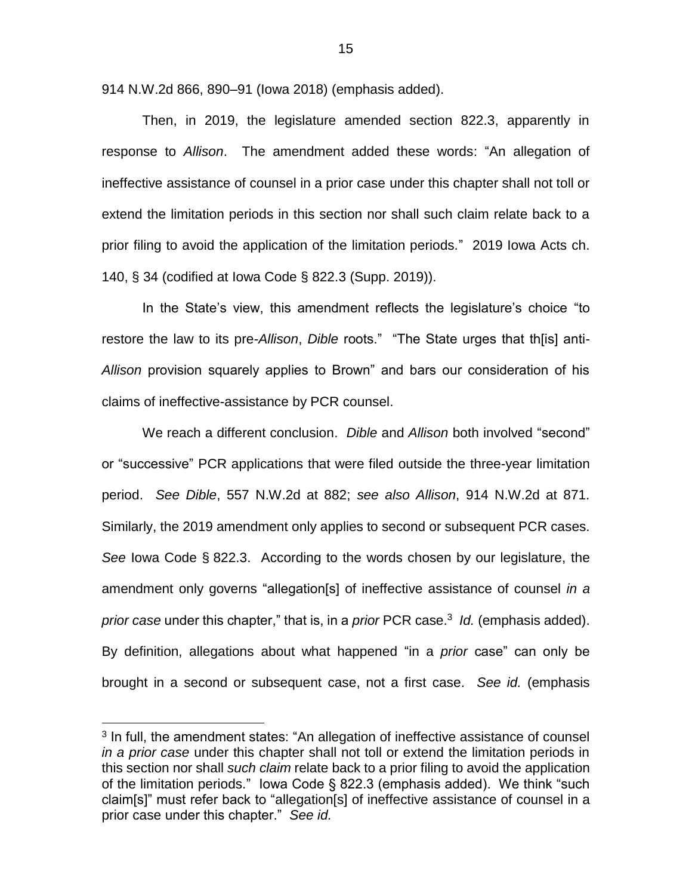914 N.W.2d 866, 890–91 (Iowa 2018) (emphasis added).

Then, in 2019, the legislature amended section 822.3, apparently in response to *Allison*. The amendment added these words: "An allegation of ineffective assistance of counsel in a prior case under this chapter shall not toll or extend the limitation periods in this section nor shall such claim relate back to a prior filing to avoid the application of the limitation periods." 2019 Iowa Acts ch. 140, § 34 (codified at Iowa Code § 822.3 (Supp. 2019)).

In the State's view, this amendment reflects the legislature's choice "to restore the law to its pre-*Allison*, *Dible* roots." "The State urges that th[is] anti-*Allison* provision squarely applies to Brown" and bars our consideration of his claims of ineffective-assistance by PCR counsel.

We reach a different conclusion. *Dible* and *Allison* both involved "second" or "successive" PCR applications that were filed outside the three-year limitation period. *See Dible*, 557 N.W.2d at 882; *see also Allison*, 914 N.W.2d at 871. Similarly, the 2019 amendment only applies to second or subsequent PCR cases. *See* Iowa Code § 822.3. According to the words chosen by our legislature, the amendment only governs "allegation[s] of ineffective assistance of counsel *in a prior case* under this chapter," that is, in a *prior* PCR case.[3] *Id.* (emphasis added). By definition, allegations about what happened "in a *prior* case" can only be brought in a second or subsequent case, not a first case. *See id.* (emphasis

[3] In full, the amendment states: "An allegation of ineffective assistance of counsel *in a prior case* under this chapter shall not toll or extend the limitation periods in this section nor shall *such claim* relate back to a prior filing to avoid the application of the limitation periods." Iowa Code § 822.3 (emphasis added). We think "such claim[s]" must refer back to "allegation[s] of ineffective assistance of counsel in a prior case under this chapter." *See id.*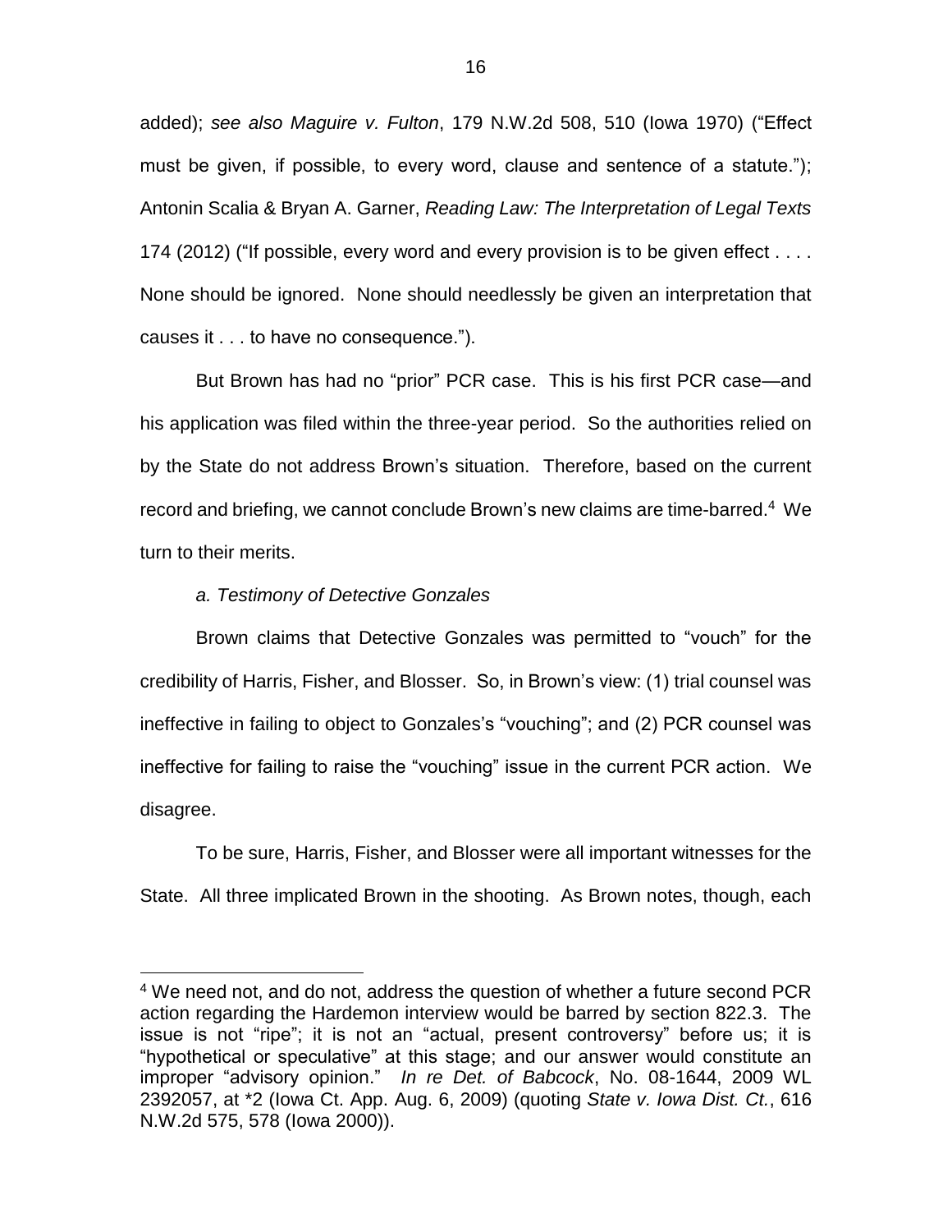added); *see also Maguire v. Fulton*, 179 N.W.2d 508, 510 (Iowa 1970) ("Effect must be given, if possible, to every word, clause and sentence of a statute."); Antonin Scalia & Bryan A. Garner, *Reading Law: The Interpretation of Legal Texts* 174 (2012) ("If possible, every word and every provision is to be given effect . . . . None should be ignored. None should needlessly be given an interpretation that causes it . . . to have no consequence.").

But Brown has had no "prior" PCR case. This is his first PCR case—and his application was filed within the three-year period. So the authorities relied on by the State do not address Brown's situation. Therefore, based on the current record and briefing, we cannot conclude Brown's new claims are time-barred.[4] We turn to their merits.

*a. Testimony of Detective Gonzales*

Brown claims that Detective Gonzales was permitted to "vouch" for the credibility of Harris, Fisher, and Blosser. So, in Brown's view: (1) trial counsel was ineffective in failing to object to Gonzales's "vouching"; and (2) PCR counsel was ineffective for failing to raise the "vouching" issue in the current PCR action. We disagree.

To be sure, Harris, Fisher, and Blosser were all important witnesses for the State. All three implicated Brown in the shooting. As Brown notes, though, each

[4] We need not, and do not, address the question of whether a future second PCR action regarding the Hardemon interview would be barred by section 822.3. The issue is not "ripe"; it is not an "actual, present controversy" before us; it is "hypothetical or speculative" at this stage; and our answer would constitute an improper "advisory opinion." *In re Det. of Babcock*, No. 08-1644, 2009 WL 2392057, at *2 (Iowa Ct. App. Aug. 6, 2009) (quoting *State v. Iowa Dist. Ct.*, 616 N.W.2d 575, 578 (Iowa 2000)).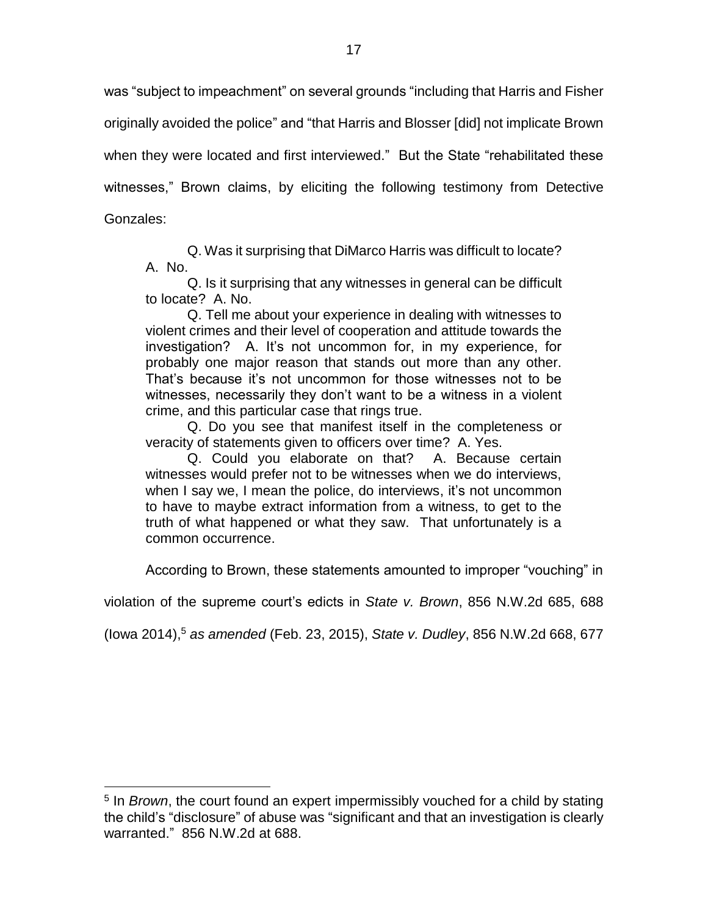was "subject to impeachment" on several grounds "including that Harris and Fisher originally avoided the police" and "that Harris and Blosser [did] not implicate Brown when they were located and first interviewed." But the State "rehabilitated these witnesses," Brown claims, by eliciting the following testimony from Detective Gonzales:

> Q. Was it surprising that DiMarco Harris was difficult to locate? A. No.
>
> Q. Is it surprising that any witnesses in general can be difficult to locate? A. No.
>
> Q. Tell me about your experience in dealing with witnesses to violent crimes and their level of cooperation and attitude towards the investigation? A. It's not uncommon for, in my experience, for probably one major reason that stands out more than any other. That's because it's not uncommon for those witnesses not to be witnesses, necessarily they don't want to be a witness in a violent crime, and this particular case that rings true.
>
> Q. Do you see that manifest itself in the completeness or veracity of statements given to officers over time? A. Yes.
>
> Q. Could you elaborate on that? A. Because certain witnesses would prefer not to be witnesses when we do interviews, when I say we, I mean the police, do interviews, it's not uncommon to have to maybe extract information from a witness, to get to the truth of what happened or what they saw. That unfortunately is a common occurrence.

According to Brown, these statements amounted to improper "vouching" in violation of the supreme court's edicts in *State v. Brown*, 856 N.W.2d 685, 688 (Iowa 2014),[5] *as amended* (Feb. 23, 2015), *State v. Dudley*, 856 N.W.2d 668, 677

---

[5] In *Brown*, the court found an expert impermissibly vouched for a child by stating the child's "disclosure" of abuse was "significant and that an investigation is clearly warranted." 856 N.W.2d at 688.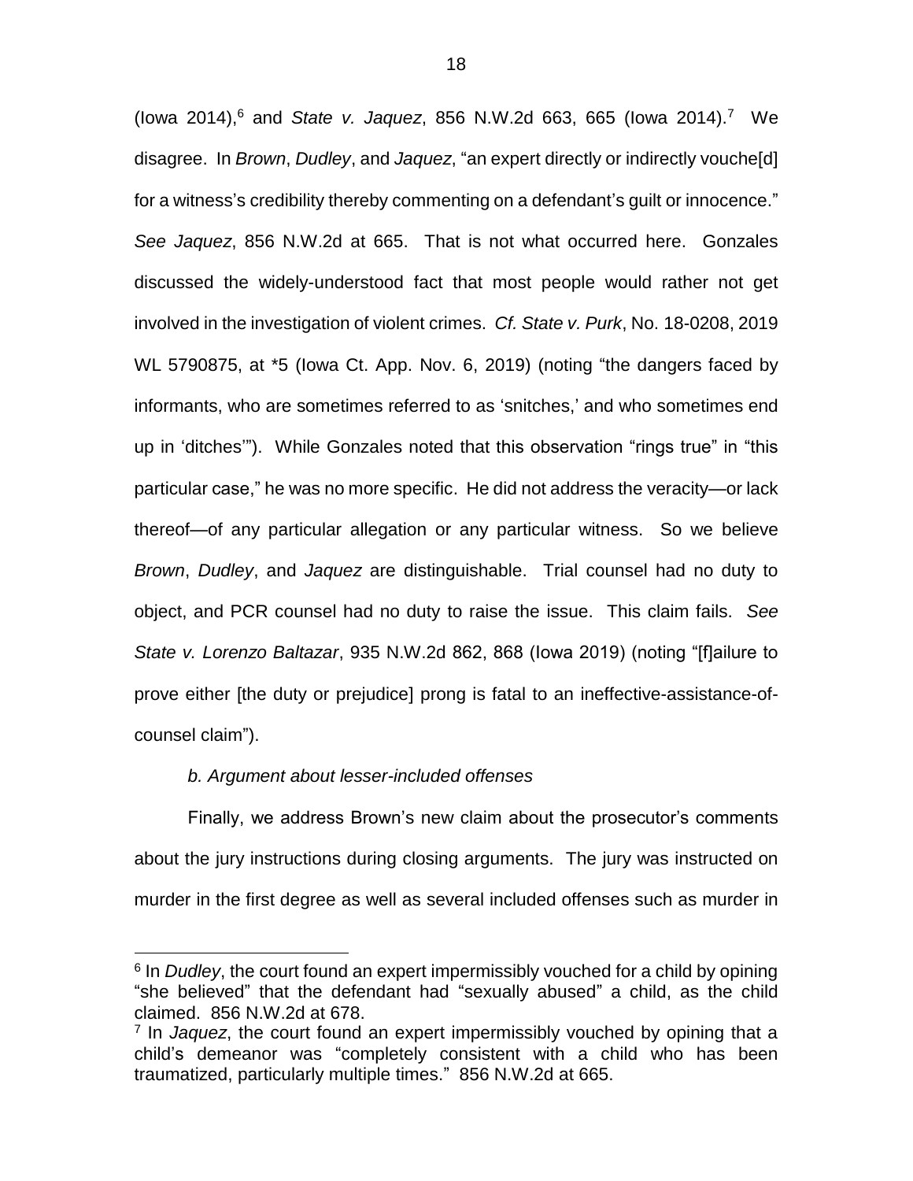(Iowa 2014),[6] and *State v. Jaquez*, 856 N.W.2d 663, 665 (Iowa 2014).[7] We disagree. In *Brown*, *Dudley*, and *Jaquez*, "an expert directly or indirectly vouche[d] for a witness's credibility thereby commenting on a defendant's guilt or innocence." *See Jaquez*, 856 N.W.2d at 665. That is not what occurred here. Gonzales discussed the widely-understood fact that most people would rather not get involved in the investigation of violent crimes. *Cf. State v. Purk*, No. 18-0208, 2019 WL 5790875, at *5 (Iowa Ct. App. Nov. 6, 2019) (noting "the dangers faced by informants, who are sometimes referred to as 'snitches,' and who sometimes end up in 'ditches'"). While Gonzales noted that this observation "rings true" in "this particular case," he was no more specific. He did not address the veracity—or lack thereof—of any particular allegation or any particular witness. So we believe *Brown*, *Dudley*, and *Jaquez* are distinguishable. Trial counsel had no duty to object, and PCR counsel had no duty to raise the issue. This claim fails. *See State v. Lorenzo Baltazar*, 935 N.W.2d 862, 868 (Iowa 2019) (noting "[f]ailure to prove either [the duty or prejudice] prong is fatal to an ineffective-assistance-of-counsel claim").

*b. Argument about lesser-included offenses*

Finally, we address Brown's new claim about the prosecutor's comments about the jury instructions during closing arguments. The jury was instructed on murder in the first degree as well as several included offenses such as murder in

---

[6] In *Dudley*, the court found an expert impermissibly vouched for a child by opining "she believed" that the defendant had "sexually abused" a child, as the child claimed. 856 N.W.2d at 678.

[7] In *Jaquez*, the court found an expert impermissibly vouched by opining that a child's demeanor was "completely consistent with a child who has been traumatized, particularly multiple times." 856 N.W.2d at 665.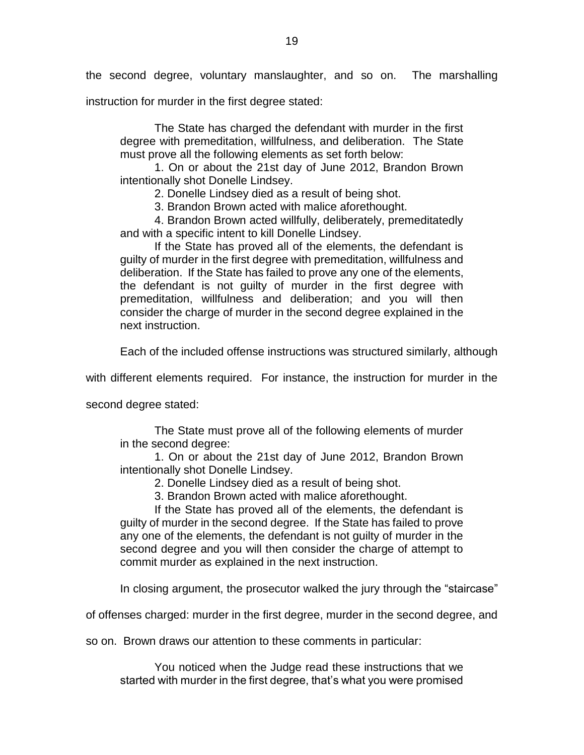the second degree, voluntary manslaughter, and so on. The marshalling instruction for murder in the first degree stated:

> The State has charged the defendant with murder in the first degree with premeditation, willfulness, and deliberation. The State must prove all the following elements as set forth below:
>
> 1. On or about the 21st day of June 2012, Brandon Brown intentionally shot Donelle Lindsey.
>
> 2. Donelle Lindsey died as a result of being shot.
>
> 3. Brandon Brown acted with malice aforethought.
>
> 4. Brandon Brown acted willfully, deliberately, premeditatedly and with a specific intent to kill Donelle Lindsey.
>
> If the State has proved all of the elements, the defendant is guilty of murder in the first degree with premeditation, willfulness and deliberation. If the State has failed to prove any one of the elements, the defendant is not guilty of murder in the first degree with premeditation, willfulness and deliberation; and you will then consider the charge of murder in the second degree explained in the next instruction.

Each of the included offense instructions was structured similarly, although with different elements required. For instance, the instruction for murder in the second degree stated:

> The State must prove all of the following elements of murder in the second degree:
>
> 1. On or about the 21st day of June 2012, Brandon Brown intentionally shot Donelle Lindsey.
>
> 2. Donelle Lindsey died as a result of being shot.
>
> 3. Brandon Brown acted with malice aforethought.
>
> If the State has proved all of the elements, the defendant is guilty of murder in the second degree. If the State has failed to prove any one of the elements, the defendant is not guilty of murder in the second degree and you will then consider the charge of attempt to commit murder as explained in the next instruction.

In closing argument, the prosecutor walked the jury through the "staircase" of offenses charged: murder in the first degree, murder in the second degree, and so on. Brown draws our attention to these comments in particular:

> You noticed when the Judge read these instructions that we started with murder in the first degree, that's what you were promised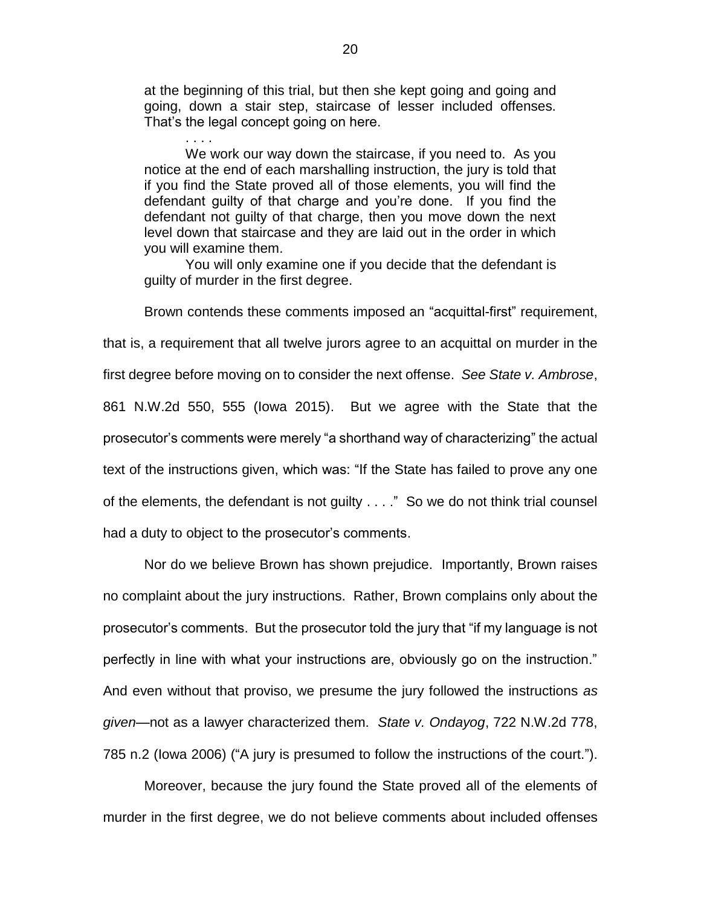> at the beginning of this trial, but then she kept going and going and going, down a stair step, staircase of lesser included offenses. That's the legal concept going on here.
>
> . . . .
>
> We work our way down the staircase, if you need to. As you notice at the end of each marshalling instruction, the jury is told that if you find the State proved all of those elements, you will find the defendant guilty of that charge and you're done. If you find the defendant not guilty of that charge, then you move down the next level down that staircase and they are laid out in the order in which you will examine them.
>
> You will only examine one if you decide that the defendant is guilty of murder in the first degree.

Brown contends these comments imposed an "acquittal-first" requirement, that is, a requirement that all twelve jurors agree to an acquittal on murder in the first degree before moving on to consider the next offense. *See State v. Ambrose*, 861 N.W.2d 550, 555 (Iowa 2015). But we agree with the State that the prosecutor's comments were merely "a shorthand way of characterizing" the actual text of the instructions given, which was: "If the State has failed to prove any one of the elements, the defendant is not guilty . . . ." So we do not think trial counsel had a duty to object to the prosecutor's comments.

Nor do we believe Brown has shown prejudice. Importantly, Brown raises no complaint about the jury instructions. Rather, Brown complains only about the prosecutor's comments. But the prosecutor told the jury that "if my language is not perfectly in line with what your instructions are, obviously go on the instruction." And even without that proviso, we presume the jury followed the instructions *as given*—not as a lawyer characterized them. *State v. Ondayog*, 722 N.W.2d 778, 785 n.2 (Iowa 2006) ("A jury is presumed to follow the instructions of the court.").

Moreover, because the jury found the State proved all of the elements of murder in the first degree, we do not believe comments about included offenses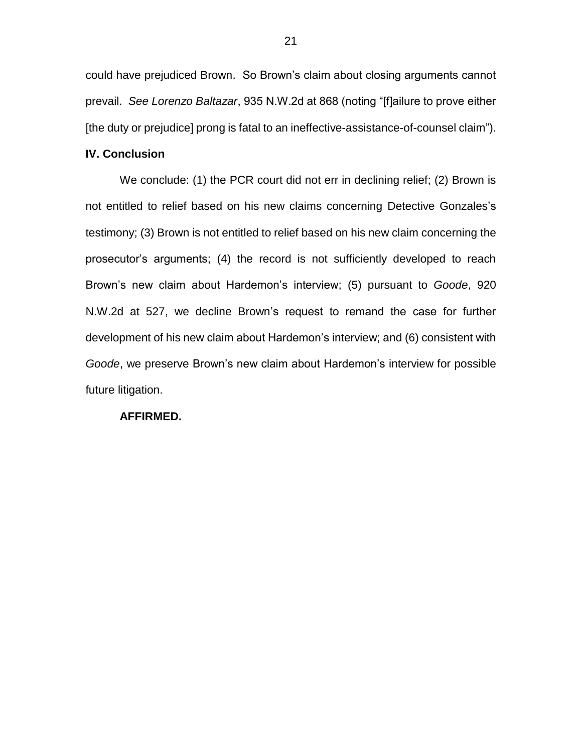could have prejudiced Brown. So Brown's claim about closing arguments cannot prevail. *See Lorenzo Baltazar*, 935 N.W.2d at 868 (noting "[f]ailure to prove either [the duty or prejudice] prong is fatal to an ineffective-assistance-of-counsel claim").

## IV. Conclusion

We conclude: (1) the PCR court did not err in declining relief; (2) Brown is not entitled to relief based on his new claims concerning Detective Gonzales's testimony; (3) Brown is not entitled to relief based on his new claim concerning the prosecutor's arguments; (4) the record is not sufficiently developed to reach Brown's new claim about Hardemon's interview; (5) pursuant to *Goode*, 920 N.W.2d at 527, we decline Brown's request to remand the case for further development of his new claim about Hardemon's interview; and (6) consistent with *Goode*, we preserve Brown's new claim about Hardemon's interview for possible future litigation.

**AFFIRMED.**